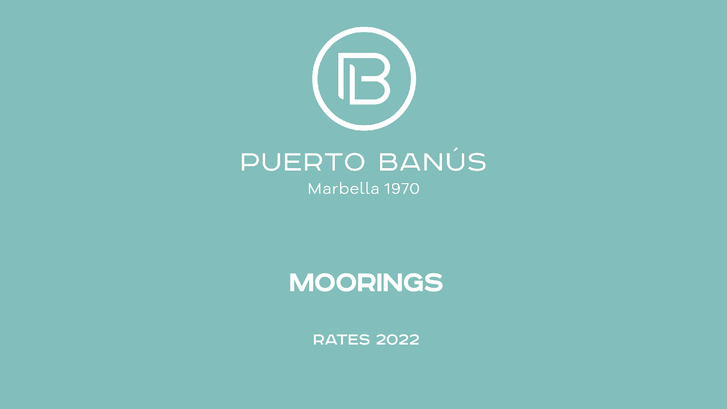# PUERTO BANÚS

Marbella 1970

## MOORINGS

RATES 2022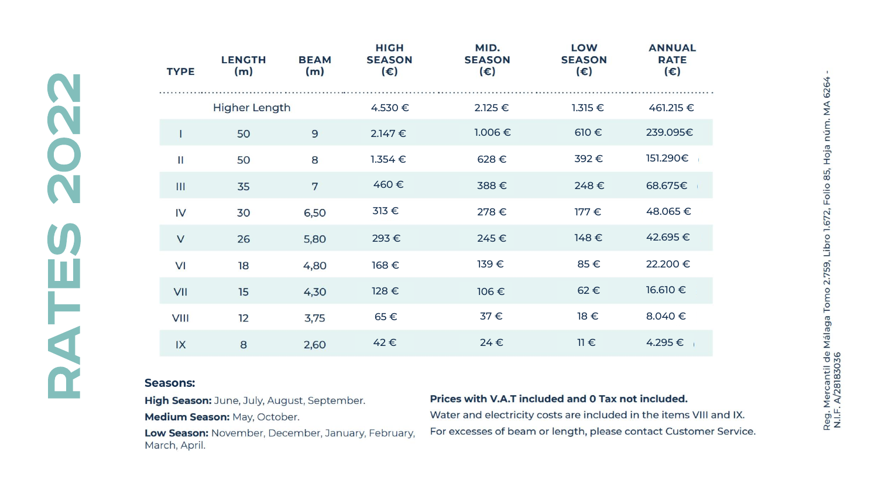# RATES 2022

| TYPE | LENGTH (m) | BEAM (m) | HIGH SEASON (€) | MID. SEASON (€) | LOW SEASON (€) | ANNUAL RATE (€) |
|---|---|---|---|---|---|---|
| | Higher Length | | 4.530 € | 2.125 € | 1.315 € | 461.215 € |
| I | 50 | 9 | 2.147 € | 1.006 € | 610 € | 239.095€ |
| II | 50 | 8 | 1.354 € | 628 € | 392 € | 151.290€ |
| III | 35 | 7 | 460 € | 388 € | 248 € | 68.675€ |
| IV | 30 | 6,50 | 313 € | 278 € | 177 € | 48.065 € |
| V | 26 | 5,80 | 293 € | 245 € | 148 € | 42.695 € |
| VI | 18 | 4,80 | 168 € | 139 € | 85 € | 22.200 € |
| VII | 15 | 4,30 | 128 € | 106 € | 62 € | 16.610 € |
| VIII | 12 | 3,75 | 65 € | 37 € | 18 € | 8.040 € |
| IX | 8 | 2,60 | 42 € | 24 € | 11 € | 4.295 € |

**Seasons:**

**High Season:** June, July, August, September.
**Medium Season:** May, October.
**Low Season:** November, December, January, February, March, April.

**Prices with V.A.T included and 0 Tax not included.**
Water and electricity costs are included in the items VIII and IX.
For excesses of beam or length, please contact Customer Service.

Reg. Mercantil de Málaga Tomo 2.759, Libro 1.672, Folio 85, Hoja núm. MA 6264 - N.I.F. A/28183036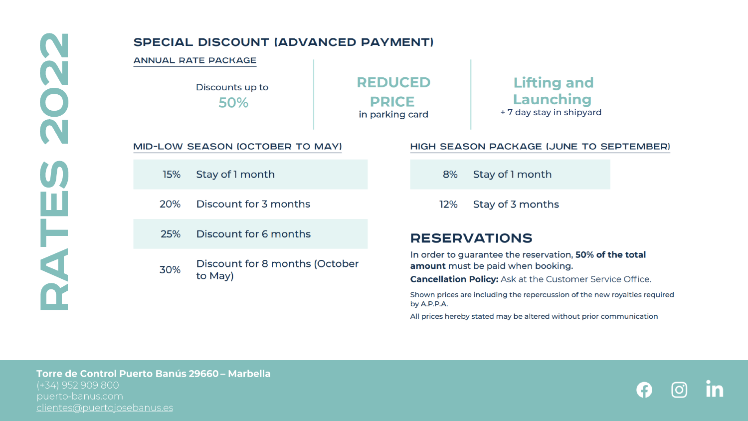# RATES 2022

## SPECIAL DISCOUNT (ADVANCED PAYMENT)

### ANNUAL RATE PACKAGE

Discounts up to
**50%**

**REDUCED PRICE**
in parking card

**Lifting and Launching**
+ 7 day stay in shipyard

### MID-LOW SEASON (OCTOBER TO MAY)

| | |
|---|---|
| 15% | Stay of 1 month |
| 20% | Discount for 3 months |
| 25% | Discount for 6 months |
| 30% | Discount for 8 months (October to May) |

### HIGH SEASON PACKAGE (JUNE TO SEPTEMBER)

| | |
|---|---|
| 8% | Stay of 1 month |
| 12% | Stay of 3 months |

## RESERVATIONS

In order to guarantee the reservation, **50% of the total amount** must be paid when booking.

**Cancellation Policy:** Ask at the Customer Service Office.

Shown prices are including the repercussion of the new royalties required by A.P.P.A.

All prices hereby stated may be altered without prior communication

**Torre de Control Puerto Banús 29660 – Marbella**
(+34) 952 909 800
puerto-banus.com
clientes@puertojosebanus.es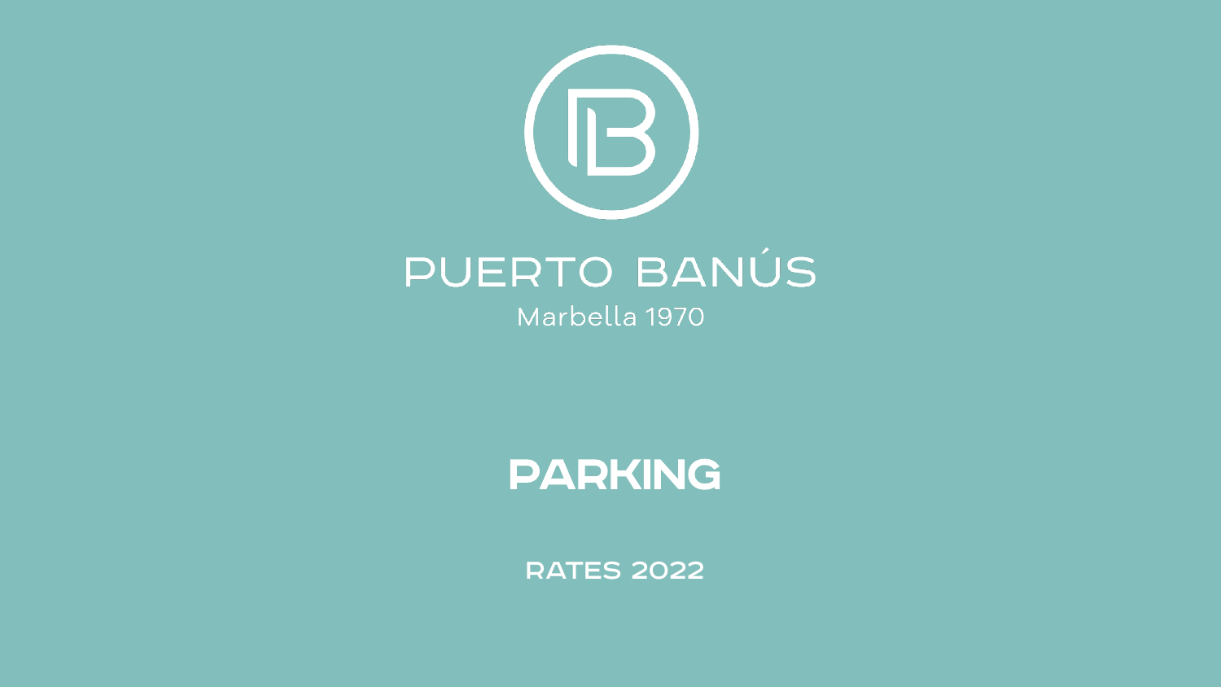PUERTO BANÚS

Marbella 1970

# PARKING

## RATES 2022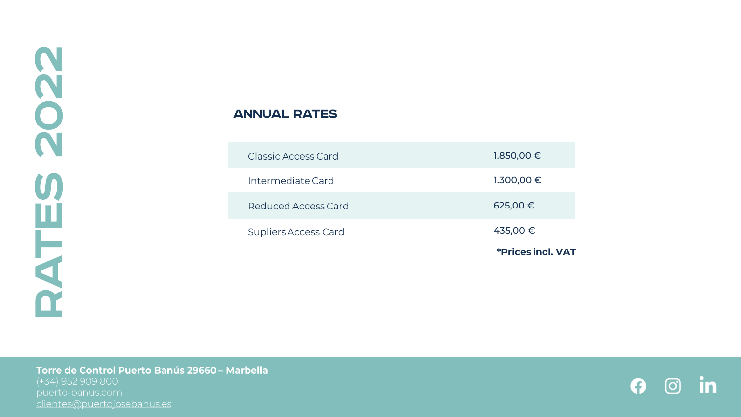# RATES 2022

## ANNUAL RATES

| Card | Price |
|---|---|
| Classic Access Card | 1.850,00 € |
| Intermediate Card | 1.300,00 € |
| Reduced Access Card | 625,00 € |
| Supliers Access Card | 435,00 € |

**\*Prices incl. VAT**

**Torre de Control Puerto Banús 29660 – Marbella**
(+34) 952 909 800
puerto-banus.com
clientes@puertojosebanus.es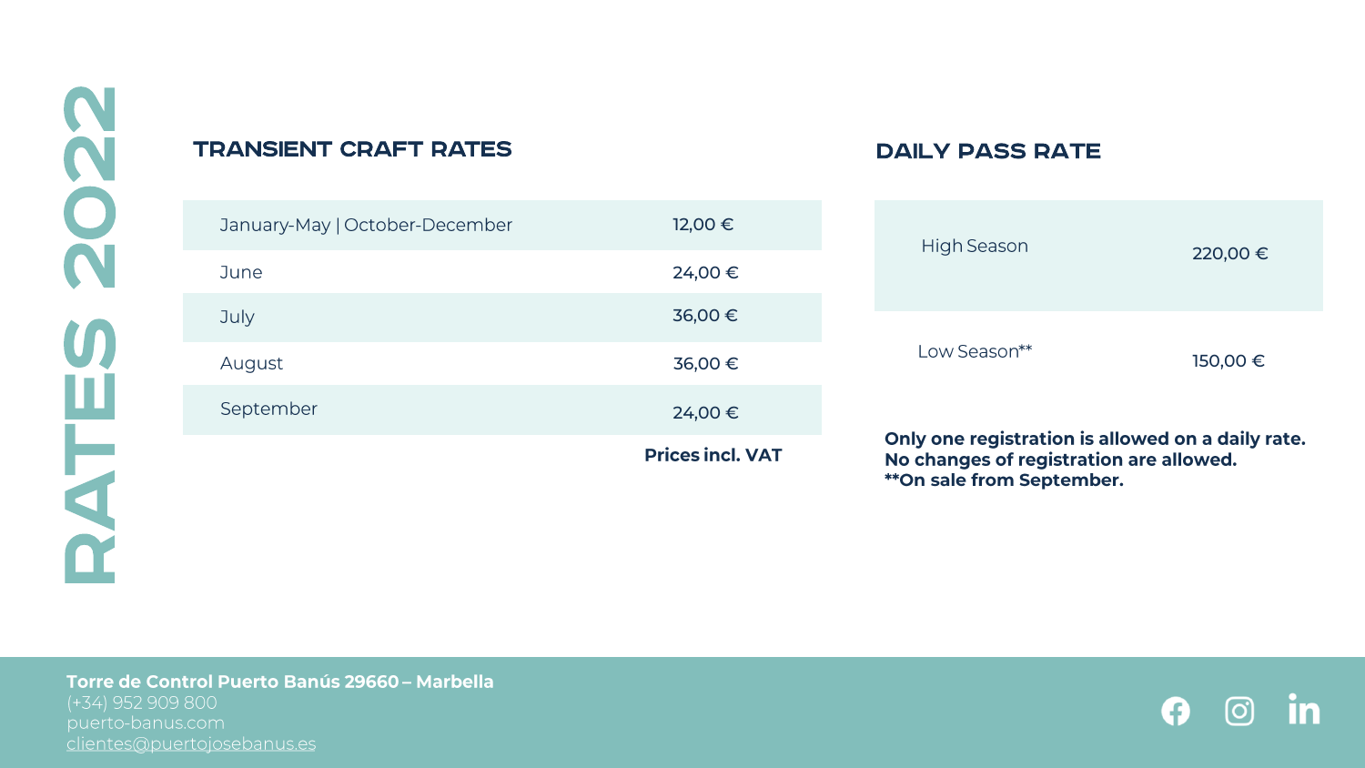# RATES 2022

## TRANSIENT CRAFT RATES

| Period | Rate |
| --- | --- |
| January-May \| October-December | 12,00 € |
| June | 24,00 € |
| July | 36,00 € |
| August | 36,00 € |
| September | 24,00 € |

**Prices incl. VAT**

## DAILY PASS RATE

| Season | Rate |
| --- | --- |
| High Season | 220,00 € |
| Low Season** | 150,00 € |

**Only one registration is allowed on a daily rate.**
**No changes of registration are allowed.**
****On sale from September.**

**Torre de Control Puerto Banús 29660 – Marbella**
(+34) 952 909 800
puerto-banus.com
clientes@puertojosebanus.es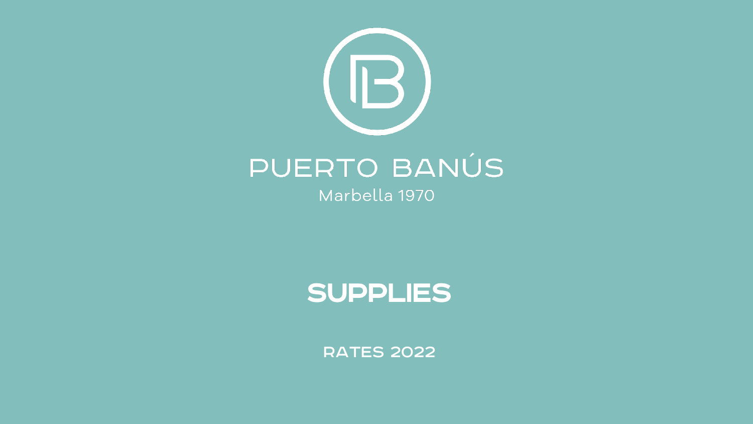# PUERTO BANÚS

Marbella 1970

## SUPPLIES

RATES 2022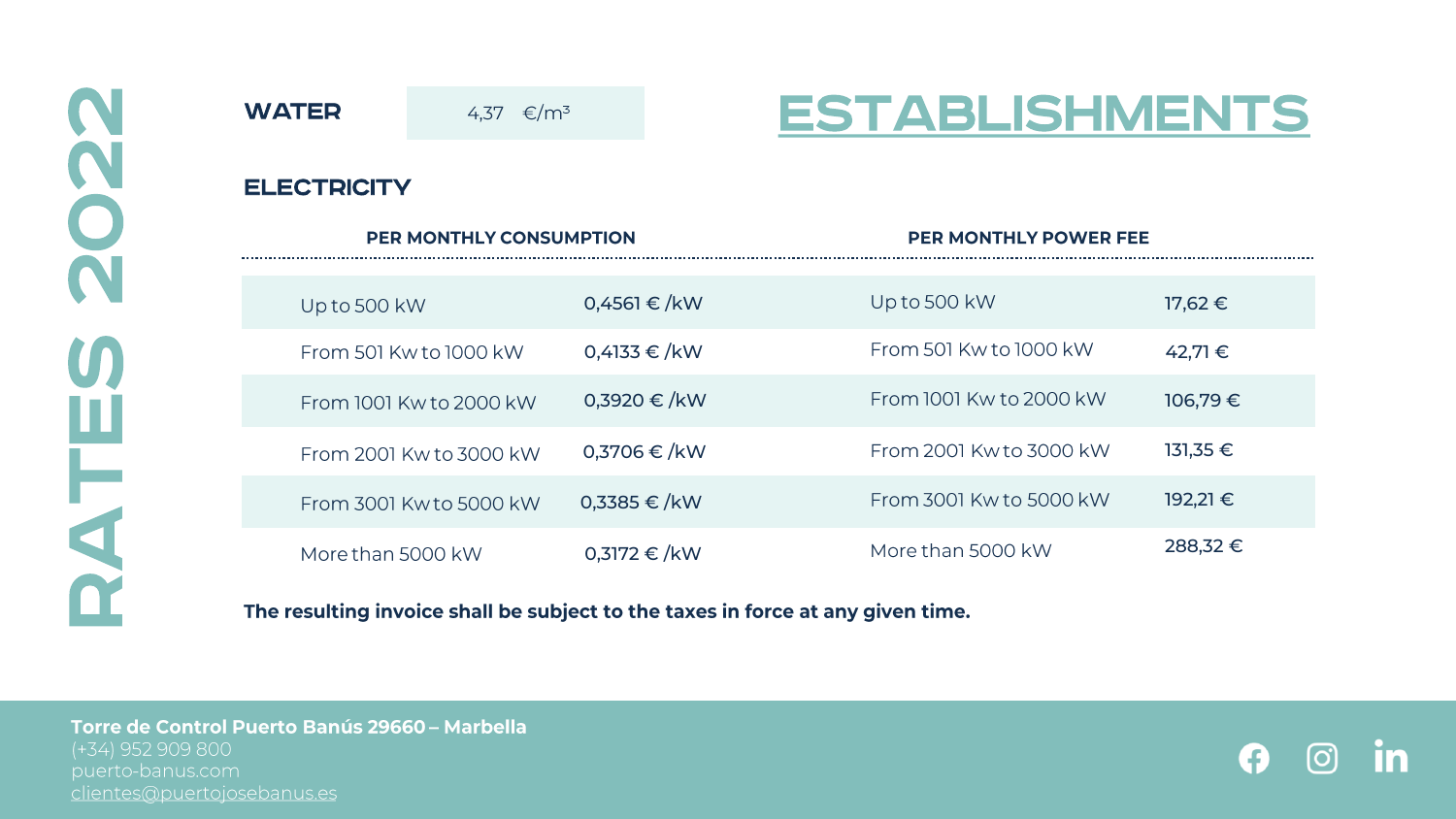# RATES 2022

# ESTABLISHMENTS

**WATER** 4,37 €/m³

## ELECTRICITY

| PER MONTHLY CONSUMPTION | | PER MONTHLY POWER FEE | |
|---|---|---|---|
| Up to 500 kW | **0,4561 € /kW** | Up to 500 kW | **17,62 €** |
| From 501 Kw to 1000 kW | **0,4133 € /kW** | From 501 Kw to 1000 kW | **42,71 €** |
| From 1001 Kw to 2000 kW | **0,3920 € /kW** | From 1001 Kw to 2000 kW | **106,79 €** |
| From 2001 Kw to 3000 kW | **0,3706 € /kW** | From 2001 Kw to 3000 kW | **131,35 €** |
| From 3001 Kw to 5000 kW | **0,3385 € /kW** | From 3001 Kw to 5000 kW | **192,21 €** |
| More than 5000 kW | **0,3172 € /kW** | More than 5000 kW | **288,32 €** |

**The resulting invoice shall be subject to the taxes in force at any given time.**

**Torre de Control Puerto Banús 29660 – Marbella**
(+34) 952 909 800
puerto-banus.com
clientes@puertojosebanus.es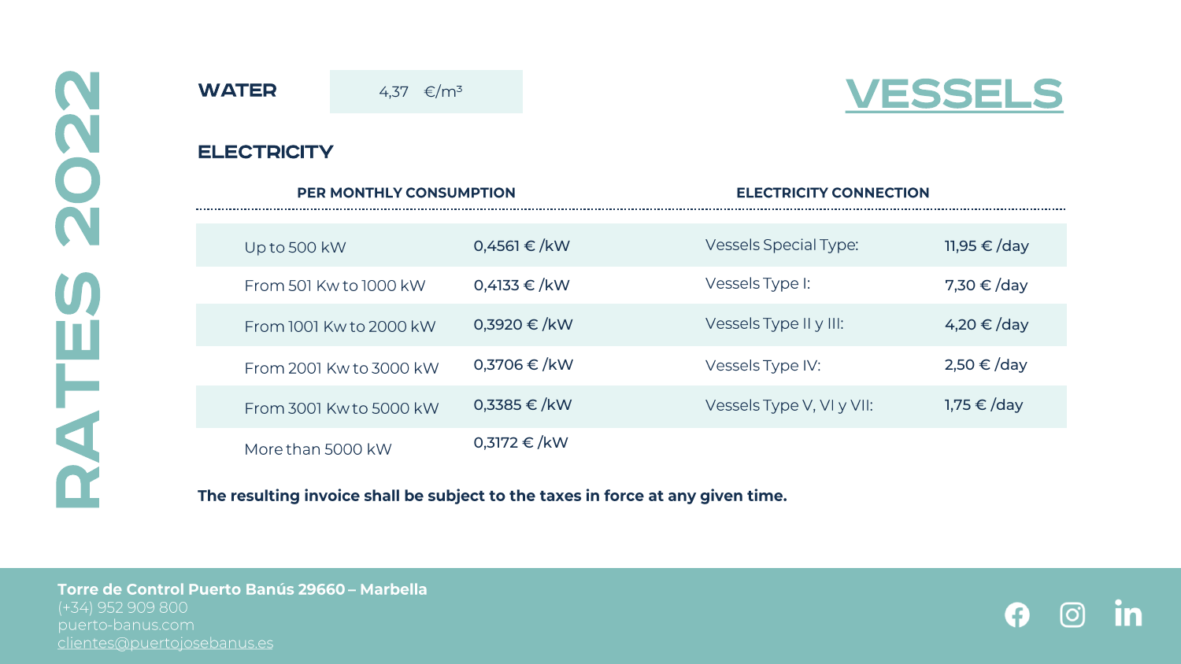# RATES 2022

## VESSELS

**WATER** 4,37 €/m³

## ELECTRICITY

| PER MONTHLY CONSUMPTION | | ELECTRICITY CONNECTION | |
|---|---|---|---|
| Up to 500 kW | 0,4561 € /kW | Vessels Special Type: | 11,95 € /day |
| From 501 Kw to 1000 kW | 0,4133 € /kW | Vessels Type I: | 7,30 € /day |
| From 1001 Kw to 2000 kW | 0,3920 € /kW | Vessels Type II y III: | 4,20 € /day |
| From 2001 Kw to 3000 kW | 0,3706 € /kW | Vessels Type IV: | 2,50 € /day |
| From 3001 Kw to 5000 kW | 0,3385 € /kW | Vessels Type V, VI y VII: | 1,75 € /day |
| More than 5000 kW | 0,3172 € /kW | | |

**The resulting invoice shall be subject to the taxes in force at any given time.**

**Torre de Control Puerto Banús 29660 – Marbella**
(+34) 952 909 800
puerto-banus.com
clientes@puertojosebanus.es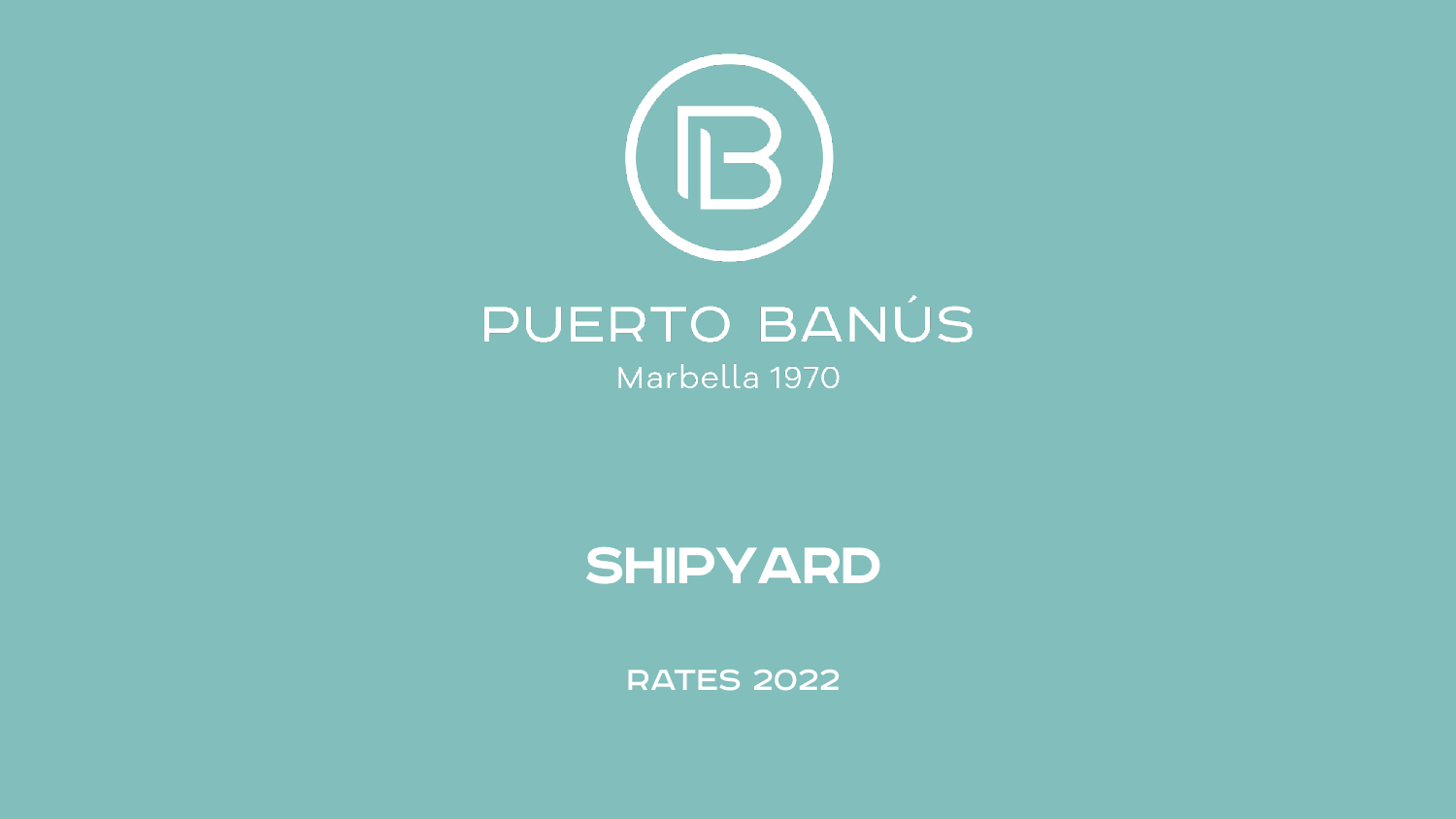# PUERTO BANÚS

Marbella 1970

## SHIPYARD

RATES 2022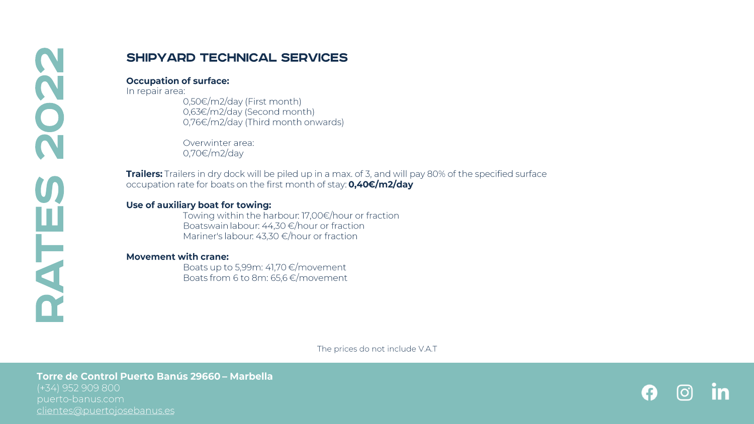RATES 2022

## SHIPYARD TECHNICAL SERVICES

**Occupation of surface:**
In repair area:

0,50€/m2/day (First month)
0,63€/m2/day (Second month)
0,76€/m2/day (Third month onwards)

Overwinter area:
0,70€/m2/day

**Trailers:** Trailers in dry dock will be piled up in a max. of 3, and will pay 80% of the specified surface occupation rate for boats on the first month of stay: **0,40€/m2/day**

**Use of auxiliary boat for towing:**

Towing within the harbour: 17,00€/hour or fraction
Boatswain labour: 44,30 €/hour or fraction
Mariner's labour: 43,30 €/hour or fraction

**Movement with crane:**

Boats up to 5,99m: 41,70 €/movement
Boats from 6 to 8m: 65,6 €/movement

The prices do not include V.A.T

**Torre de Control Puerto Banús 29660 – Marbella**
(+34) 952 909 800
puerto-banus.com
clientes@puertojosebanus.es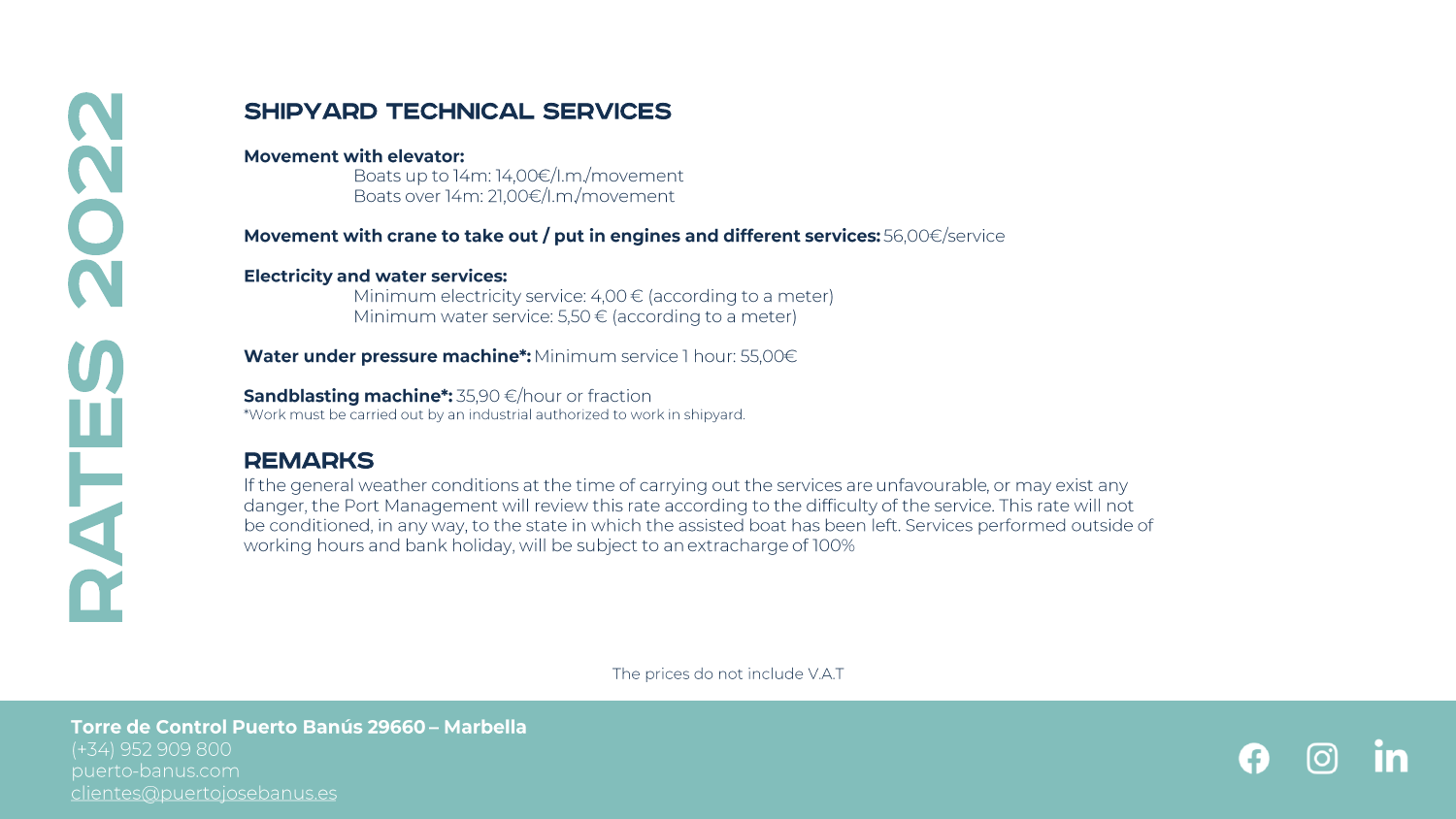# RATES 2022

## SHIPYARD TECHNICAL SERVICES

**Movement with elevator:**

Boats up to 14m: 14,00€/l.m./movement
Boats over 14m: 21,00€/l.m./movement

**Movement with crane to take out / put in engines and different services:** 56,00€/service

**Electricity and water services:**

Minimum electricity service: 4,00 € (according to a meter)
Minimum water service: 5,50 € (according to a meter)

**Water under pressure machine*:** Minimum service 1 hour: 55,00€

**Sandblasting machine*:** 35,90 €/hour or fraction

*Work must be carried out by an industrial authorized to work in shipyard.

## REMARKS

If the general weather conditions at the time of carrying out the services are unfavourable, or may exist any danger, the Port Management will review this rate according to the difficulty of the service. This rate will not be conditioned, in any way, to the state in which the assisted boat has been left. Services performed outside of working hours and bank holiday, will be subject to an extracharge of 100%

The prices do not include V.A.T

**Torre de Control Puerto Banús 29660 – Marbella**
(+34) 952 909 800
puerto-banus.com
clientes@puertojosebanus.es